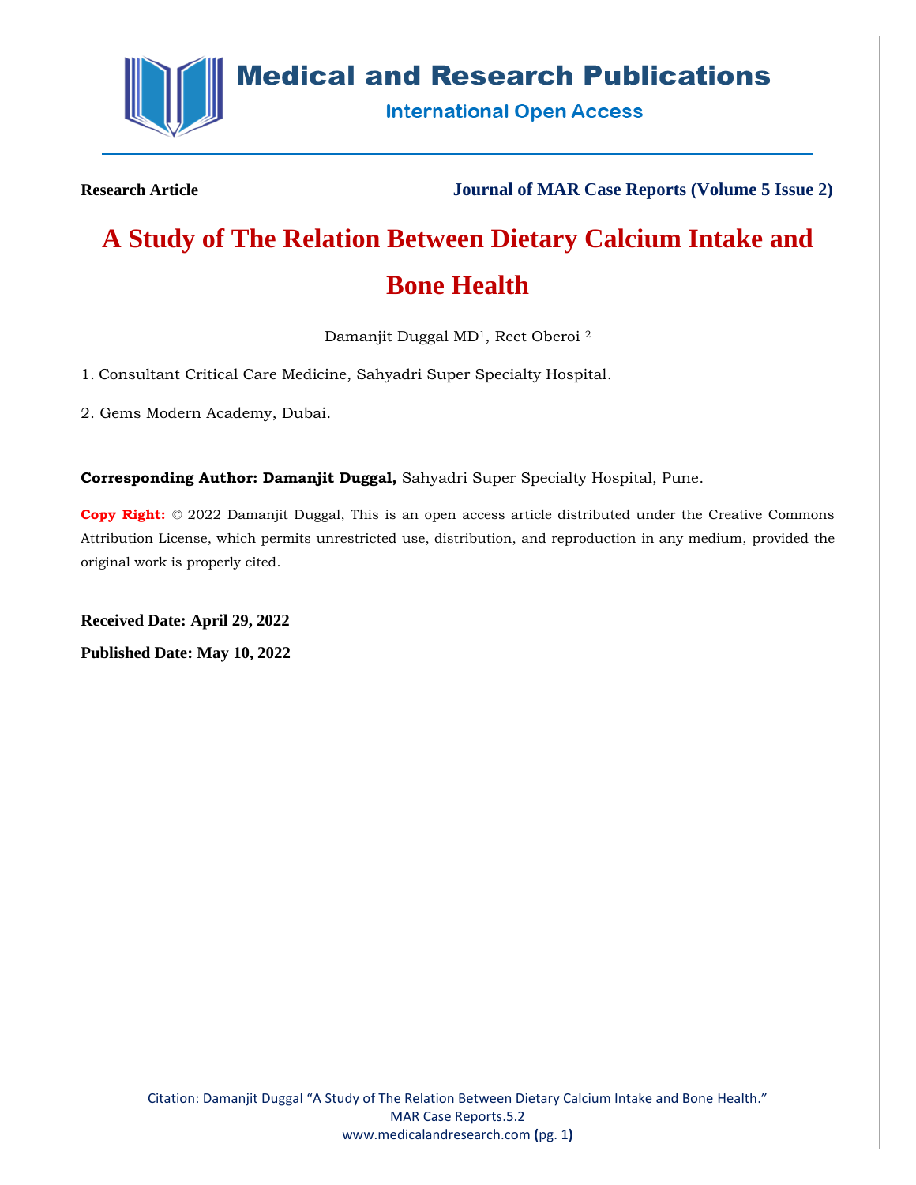**Research Article**

**Journal of MAR Case Reports (Volume 5 Issue 2)**

# A Study of The Relation Between Dietary Calcium Intake and Bone Health

Damanjit Duggal MD[1], Reet Oberoi [2]

1. Consultant Critical Care Medicine, Sahyadri Super Specialty Hospital.

2. Gems Modern Academy, Dubai.

**Corresponding Author: Damanjit Duggal,** Sahyadri Super Specialty Hospital, Pune.

**Copy Right:** © 2022 Damanjit Duggal, This is an open access article distributed under the Creative Commons Attribution License, which permits unrestricted use, distribution, and reproduction in any medium, provided the original work is properly cited.

**Received Date: April 29, 2022**

**Published Date: May 10, 2022**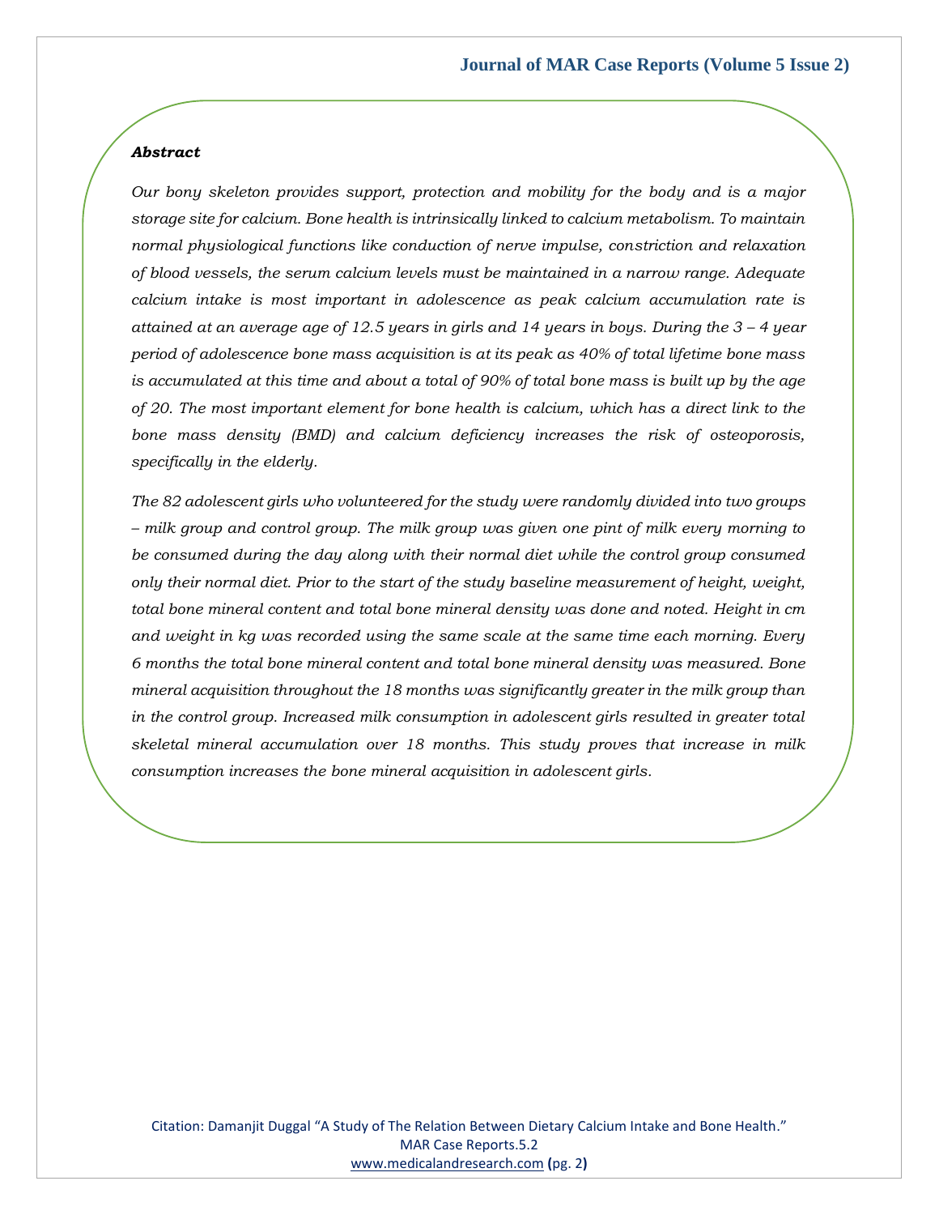***Abstract***

*Our bony skeleton provides support, protection and mobility for the body and is a major storage site for calcium. Bone health is intrinsically linked to calcium metabolism. To maintain normal physiological functions like conduction of nerve impulse, constriction and relaxation of blood vessels, the serum calcium levels must be maintained in a narrow range. Adequate calcium intake is most important in adolescence as peak calcium accumulation rate is attained at an average age of 12.5 years in girls and 14 years in boys. During the 3 – 4 year period of adolescence bone mass acquisition is at its peak as 40% of total lifetime bone mass is accumulated at this time and about a total of 90% of total bone mass is built up by the age of 20. The most important element for bone health is calcium, which has a direct link to the bone mass density (BMD) and calcium deficiency increases the risk of osteoporosis, specifically in the elderly.*

*The 82 adolescent girls who volunteered for the study were randomly divided into two groups – milk group and control group. The milk group was given one pint of milk every morning to be consumed during the day along with their normal diet while the control group consumed only their normal diet. Prior to the start of the study baseline measurement of height, weight, total bone mineral content and total bone mineral density was done and noted. Height in cm and weight in kg was recorded using the same scale at the same time each morning. Every 6 months the total bone mineral content and total bone mineral density was measured. Bone mineral acquisition throughout the 18 months was significantly greater in the milk group than in the control group. Increased milk consumption in adolescent girls resulted in greater total skeletal mineral accumulation over 18 months. This study proves that increase in milk consumption increases the bone mineral acquisition in adolescent girls.*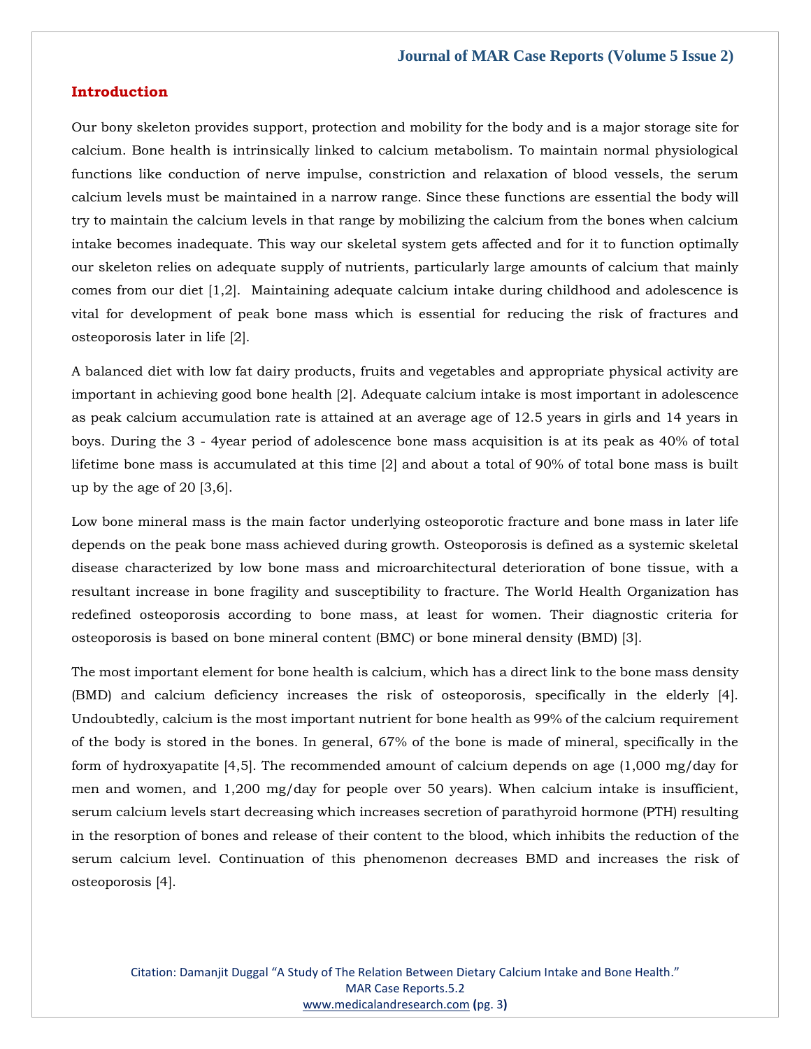## Introduction

Our bony skeleton provides support, protection and mobility for the body and is a major storage site for calcium. Bone health is intrinsically linked to calcium metabolism. To maintain normal physiological functions like conduction of nerve impulse, constriction and relaxation of blood vessels, the serum calcium levels must be maintained in a narrow range. Since these functions are essential the body will try to maintain the calcium levels in that range by mobilizing the calcium from the bones when calcium intake becomes inadequate. This way our skeletal system gets affected and for it to function optimally our skeleton relies on adequate supply of nutrients, particularly large amounts of calcium that mainly comes from our diet [1,2]. Maintaining adequate calcium intake during childhood and adolescence is vital for development of peak bone mass which is essential for reducing the risk of fractures and osteoporosis later in life [2].

A balanced diet with low fat dairy products, fruits and vegetables and appropriate physical activity are important in achieving good bone health [2]. Adequate calcium intake is most important in adolescence as peak calcium accumulation rate is attained at an average age of 12.5 years in girls and 14 years in boys. During the 3 - 4year period of adolescence bone mass acquisition is at its peak as 40% of total lifetime bone mass is accumulated at this time [2] and about a total of 90% of total bone mass is built up by the age of 20 [3,6].

Low bone mineral mass is the main factor underlying osteoporotic fracture and bone mass in later life depends on the peak bone mass achieved during growth. Osteoporosis is defined as a systemic skeletal disease characterized by low bone mass and microarchitectural deterioration of bone tissue, with a resultant increase in bone fragility and susceptibility to fracture. The World Health Organization has redefined osteoporosis according to bone mass, at least for women. Their diagnostic criteria for osteoporosis is based on bone mineral content (BMC) or bone mineral density (BMD) [3].

The most important element for bone health is calcium, which has a direct link to the bone mass density (BMD) and calcium deficiency increases the risk of osteoporosis, specifically in the elderly [4]. Undoubtedly, calcium is the most important nutrient for bone health as 99% of the calcium requirement of the body is stored in the bones. In general, 67% of the bone is made of mineral, specifically in the form of hydroxyapatite [4,5]. The recommended amount of calcium depends on age (1,000 mg/day for men and women, and 1,200 mg/day for people over 50 years). When calcium intake is insufficient, serum calcium levels start decreasing which increases secretion of parathyroid hormone (PTH) resulting in the resorption of bones and release of their content to the blood, which inhibits the reduction of the serum calcium level. Continuation of this phenomenon decreases BMD and increases the risk of osteoporosis [4].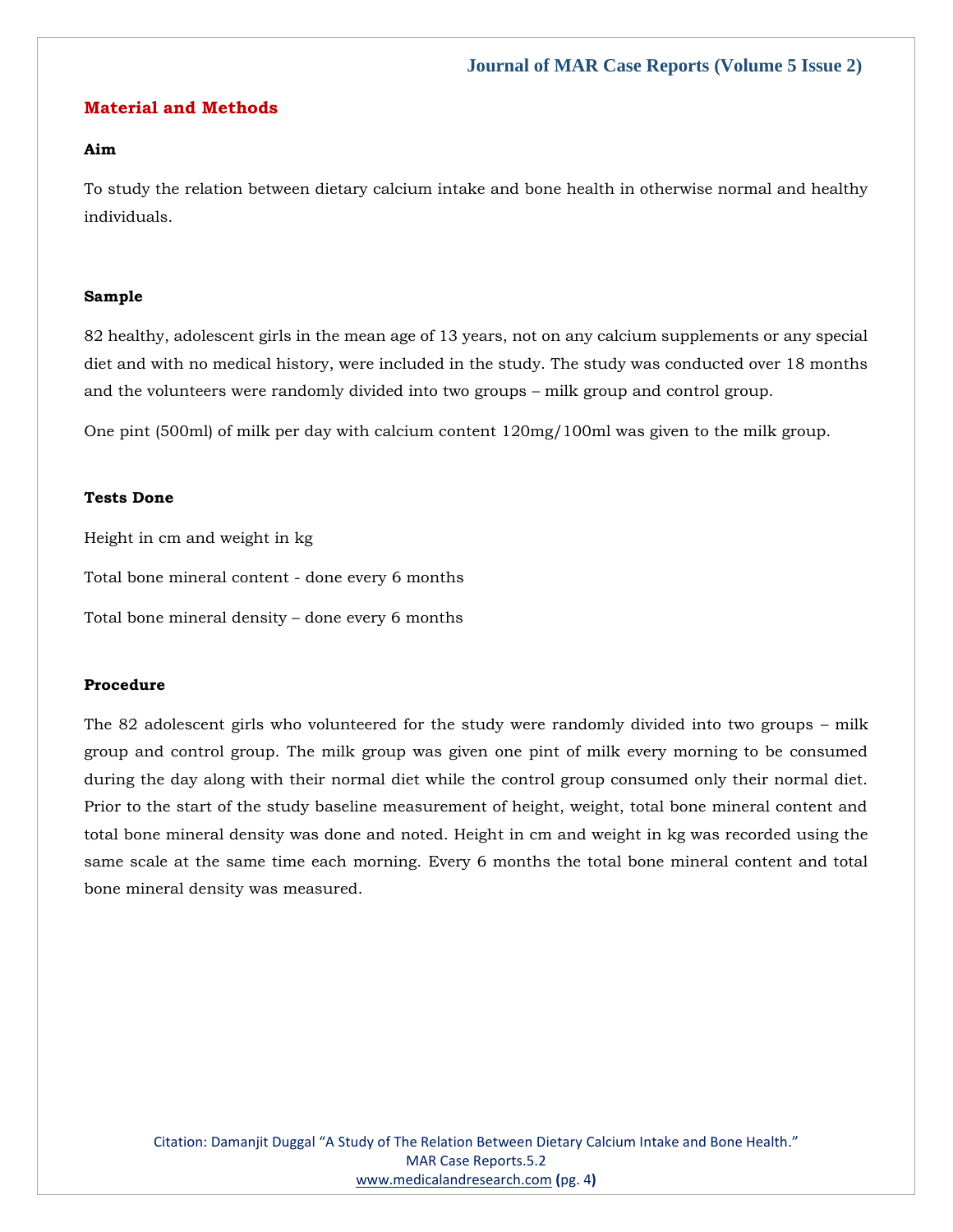## Material and Methods

### Aim

To study the relation between dietary calcium intake and bone health in otherwise normal and healthy individuals.

### Sample

82 healthy, adolescent girls in the mean age of 13 years, not on any calcium supplements or any special diet and with no medical history, were included in the study. The study was conducted over 18 months and the volunteers were randomly divided into two groups – milk group and control group.

One pint (500ml) of milk per day with calcium content 120mg/100ml was given to the milk group.

### Tests Done

Height in cm and weight in kg

Total bone mineral content - done every 6 months

Total bone mineral density – done every 6 months

### Procedure

The 82 adolescent girls who volunteered for the study were randomly divided into two groups – milk group and control group. The milk group was given one pint of milk every morning to be consumed during the day along with their normal diet while the control group consumed only their normal diet. Prior to the start of the study baseline measurement of height, weight, total bone mineral content and total bone mineral density was done and noted. Height in cm and weight in kg was recorded using the same scale at the same time each morning. Every 6 months the total bone mineral content and total bone mineral density was measured.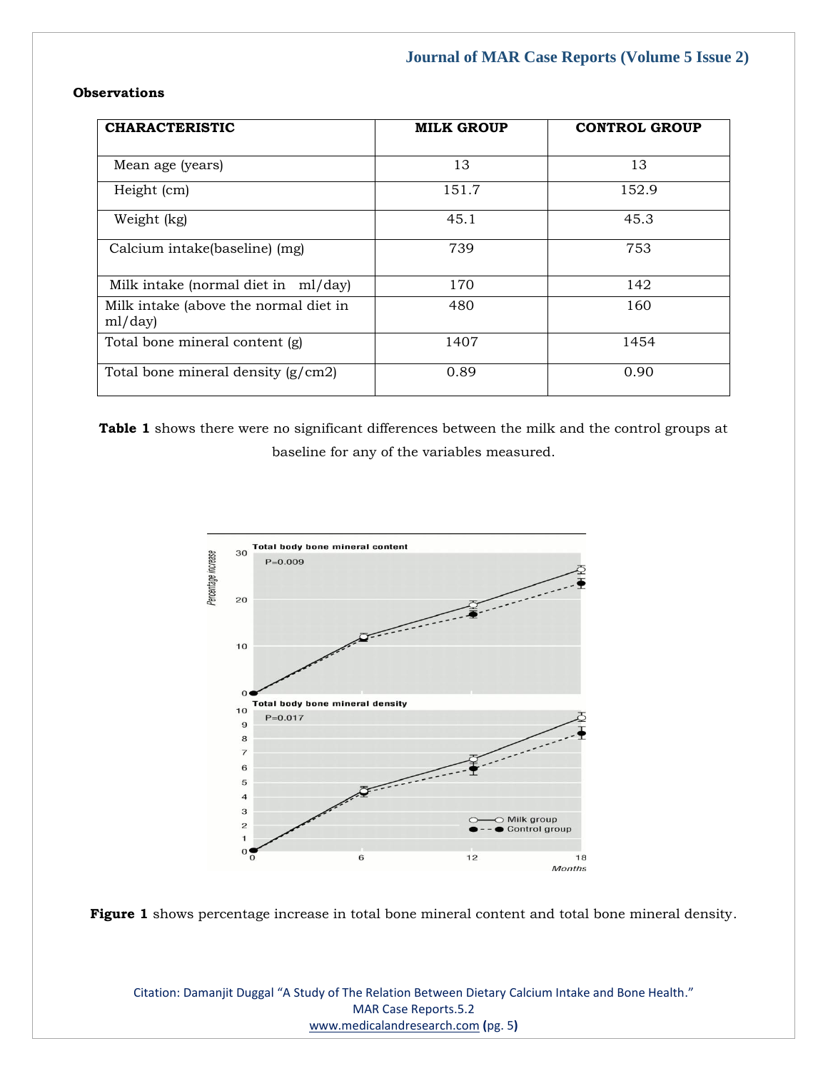**Observations**

| CHARACTERISTIC | MILK GROUP | CONTROL GROUP |
|---|---|---|
| Mean age (years) | 13 | 13 |
| Height (cm) | 151.7 | 152.9 |
| Weight (kg) | 45.1 | 45.3 |
| Calcium intake(baseline) (mg) | 739 | 753 |
| Milk intake (normal diet in ml/day) | 170 | 142 |
| Milk intake (above the normal diet in ml/day) | 480 | 160 |
| Total bone mineral content (g) | 1407 | 1454 |
| Total bone mineral density (g/cm2) | 0.89 | 0.90 |

**Table 1** shows there were no significant differences between the milk and the control groups at baseline for any of the variables measured.

**Figure 1** shows percentage increase in total bone mineral content and total bone mineral density.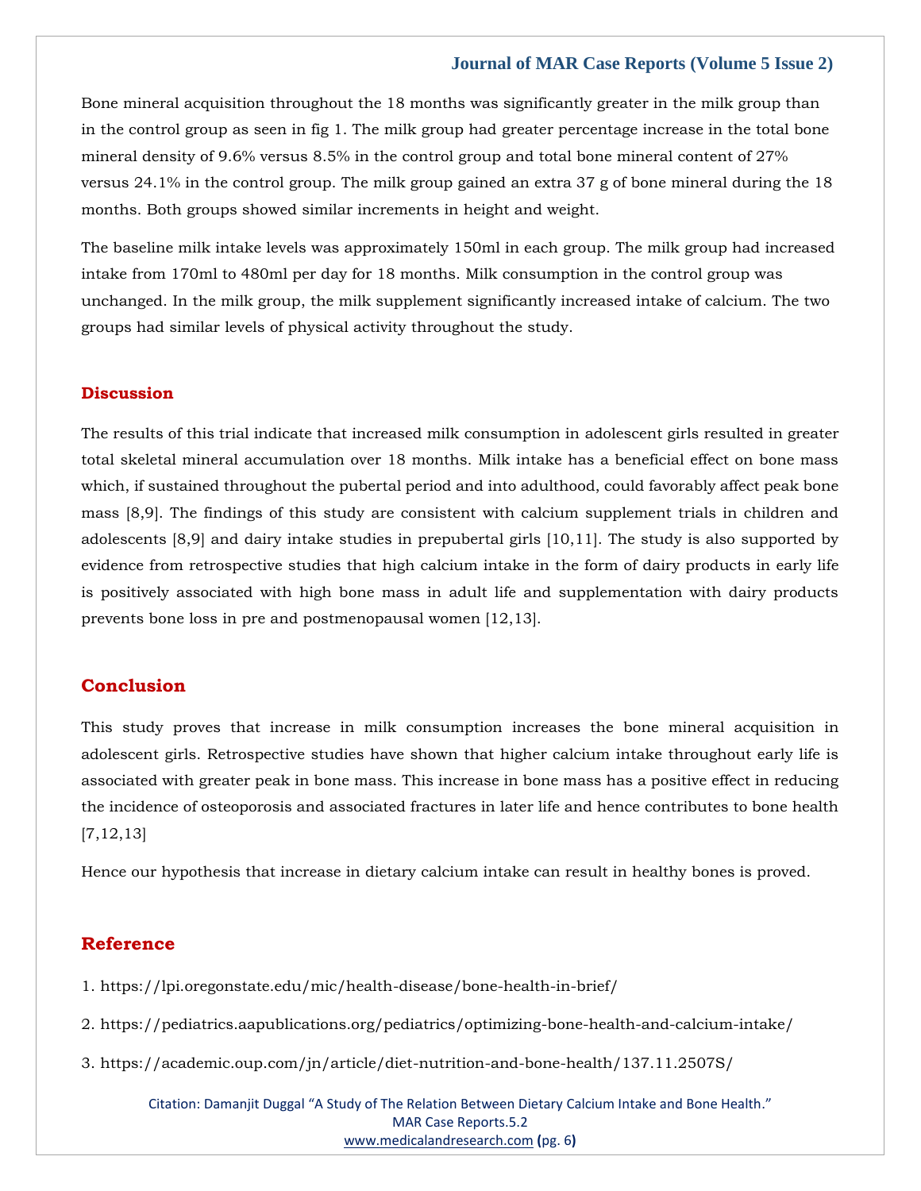Bone mineral acquisition throughout the 18 months was significantly greater in the milk group than in the control group as seen in fig 1. The milk group had greater percentage increase in the total bone mineral density of 9.6% versus 8.5% in the control group and total bone mineral content of 27% versus 24.1% in the control group. The milk group gained an extra 37 g of bone mineral during the 18 months. Both groups showed similar increments in height and weight.

The baseline milk intake levels was approximately 150ml in each group. The milk group had increased intake from 170ml to 480ml per day for 18 months. Milk consumption in the control group was unchanged. In the milk group, the milk supplement significantly increased intake of calcium. The two groups had similar levels of physical activity throughout the study.

## Discussion

The results of this trial indicate that increased milk consumption in adolescent girls resulted in greater total skeletal mineral accumulation over 18 months. Milk intake has a beneficial effect on bone mass which, if sustained throughout the pubertal period and into adulthood, could favorably affect peak bone mass [8,9]. The findings of this study are consistent with calcium supplement trials in children and adolescents [8,9] and dairy intake studies in prepubertal girls [10,11]. The study is also supported by evidence from retrospective studies that high calcium intake in the form of dairy products in early life is positively associated with high bone mass in adult life and supplementation with dairy products prevents bone loss in pre and postmenopausal women [12,13].

## Conclusion

This study proves that increase in milk consumption increases the bone mineral acquisition in adolescent girls. Retrospective studies have shown that higher calcium intake throughout early life is associated with greater peak in bone mass. This increase in bone mass has a positive effect in reducing the incidence of osteoporosis and associated fractures in later life and hence contributes to bone health [7,12,13]

Hence our hypothesis that increase in dietary calcium intake can result in healthy bones is proved.

## Reference

1. https://lpi.oregonstate.edu/mic/health-disease/bone-health-in-brief/
2. https://pediatrics.aapublications.org/pediatrics/optimizing-bone-health-and-calcium-intake/
3. https://academic.oup.com/jn/article/diet-nutrition-and-bone-health/137.11.2507S/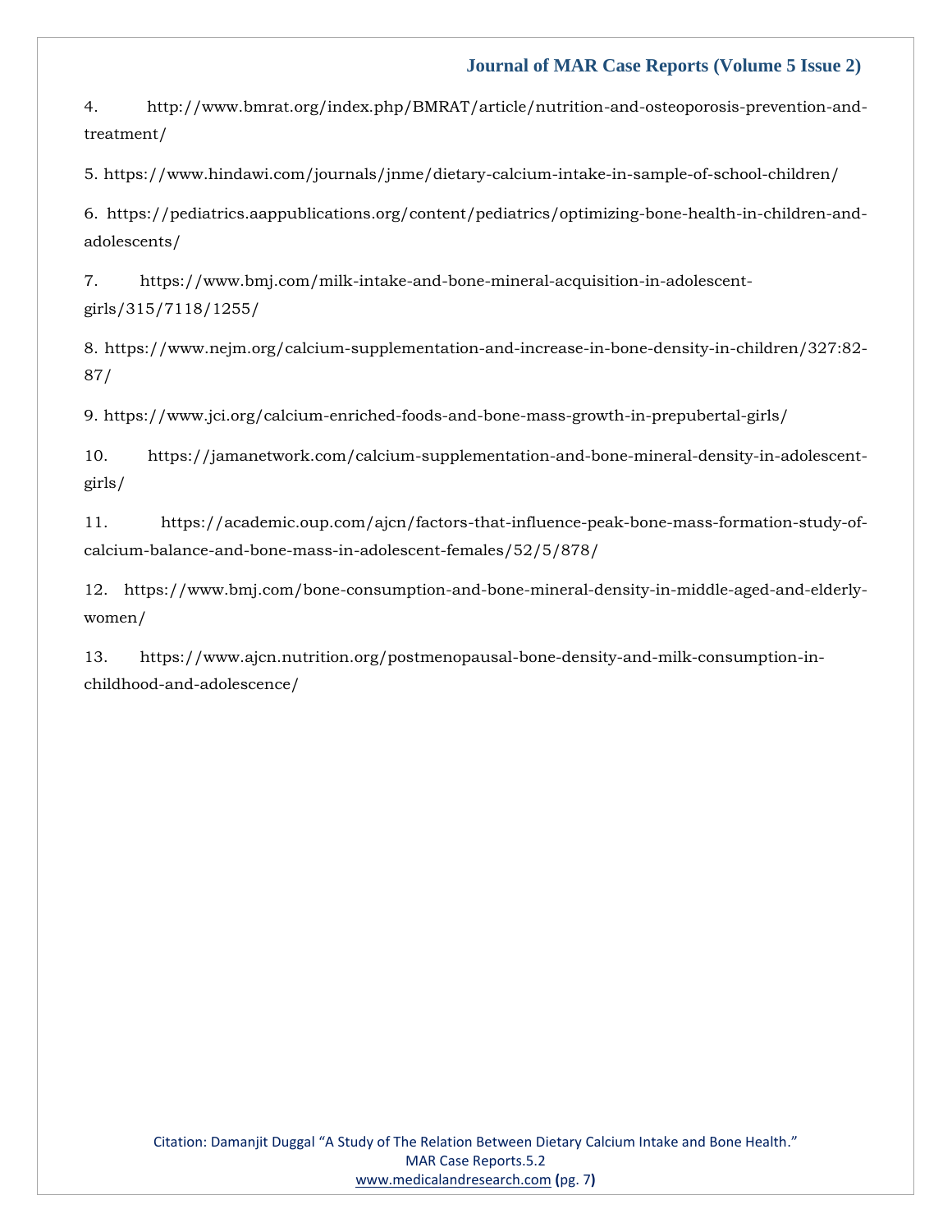4. http://www.bmrat.org/index.php/BMRAT/article/nutrition-and-osteoporosis-prevention-and-treatment/

5. https://www.hindawi.com/journals/jnme/dietary-calcium-intake-in-sample-of-school-children/

6. https://pediatrics.aappublications.org/content/pediatrics/optimizing-bone-health-in-children-and-adolescents/

7. https://www.bmj.com/milk-intake-and-bone-mineral-acquisition-in-adolescent-girls/315/7118/1255/

8. https://www.nejm.org/calcium-supplementation-and-increase-in-bone-density-in-children/327:82-87/

9. https://www.jci.org/calcium-enriched-foods-and-bone-mass-growth-in-prepubertal-girls/

10. https://jamanetwork.com/calcium-supplementation-and-bone-mineral-density-in-adolescent-girls/

11. https://academic.oup.com/ajcn/factors-that-influence-peak-bone-mass-formation-study-of-calcium-balance-and-bone-mass-in-adolescent-females/52/5/878/

12. https://www.bmj.com/bone-consumption-and-bone-mineral-density-in-middle-aged-and-elderly-women/

13. https://www.ajcn.nutrition.org/postmenopausal-bone-density-and-milk-consumption-in-childhood-and-adolescence/